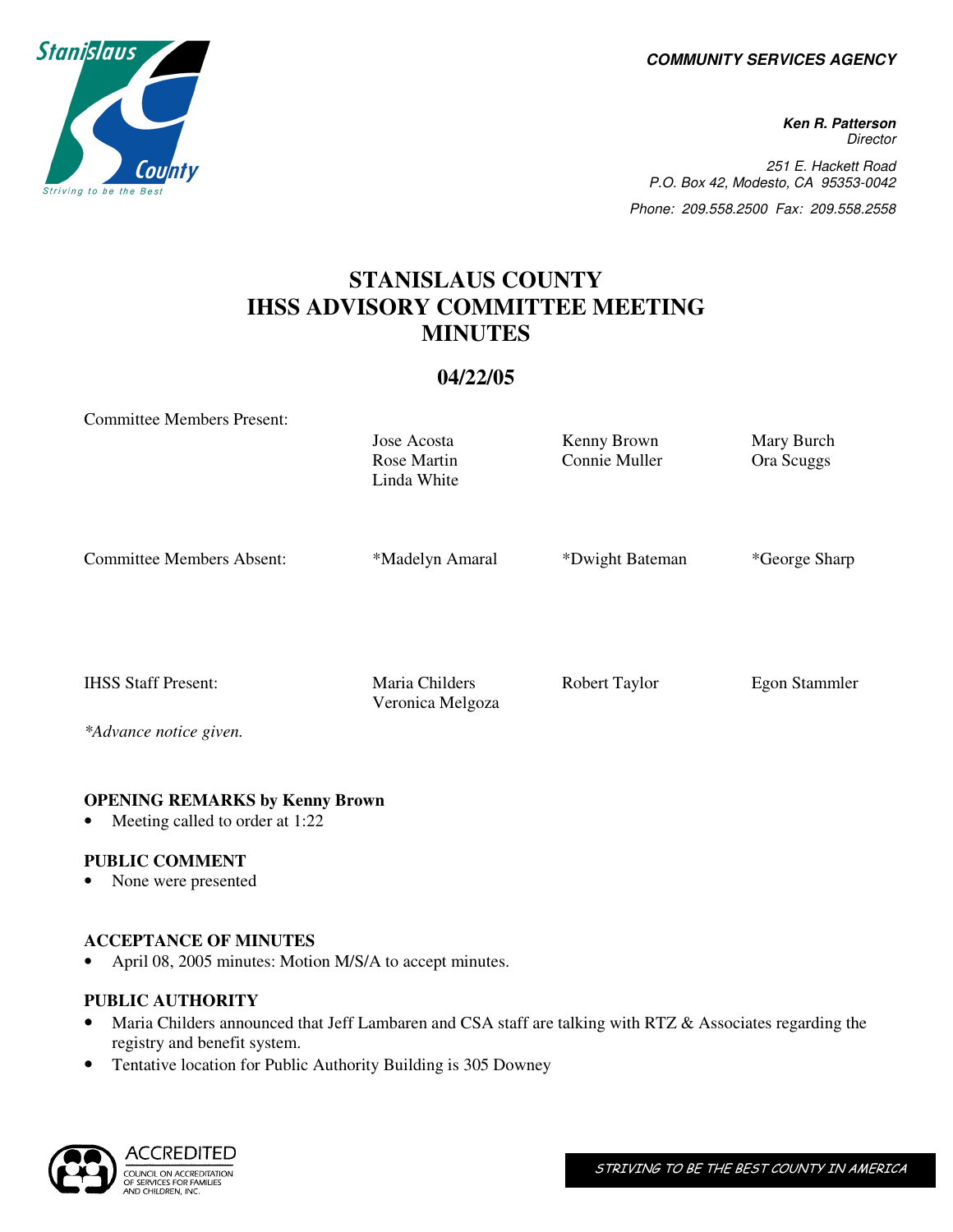**COMMUNITY SERVICES AGENCY**

***Ken R. Patterson***
*Director*

*251 E. Hackett Road*
*P.O. Box 42, Modesto, CA 95353-0042*
*Phone: 209.558.2500 Fax: 209.558.2558*

# STANISLAUS COUNTY IHSS ADVISORY COMMITTEE MEETING MINUTES

## 04/22/05

| | | | |
|---|---|---|---|
| Committee Members Present: | Jose Acosta<br>Rose Martin<br>Linda White | Kenny Brown<br>Connie Muller | Mary Burch<br>Ora Scuggs |
| Committee Members Absent: | *Madelyn Amaral | *Dwight Bateman | *George Sharp |
| IHSS Staff Present: | Maria Childers<br>Veronica Melgoza | Robert Taylor | Egon Stammler |

*\*Advance notice given.*

### OPENING REMARKS by Kenny Brown

- Meeting called to order at 1:22

### PUBLIC COMMENT

- None were presented

### ACCEPTANCE OF MINUTES

- April 08, 2005 minutes: Motion M/S/A to accept minutes.

### PUBLIC AUTHORITY

- Maria Childers announced that Jeff Lambaren and CSA staff are talking with RTZ & Associates regarding the registry and benefit system.
- Tentative location for Public Authority Building is 305 Downey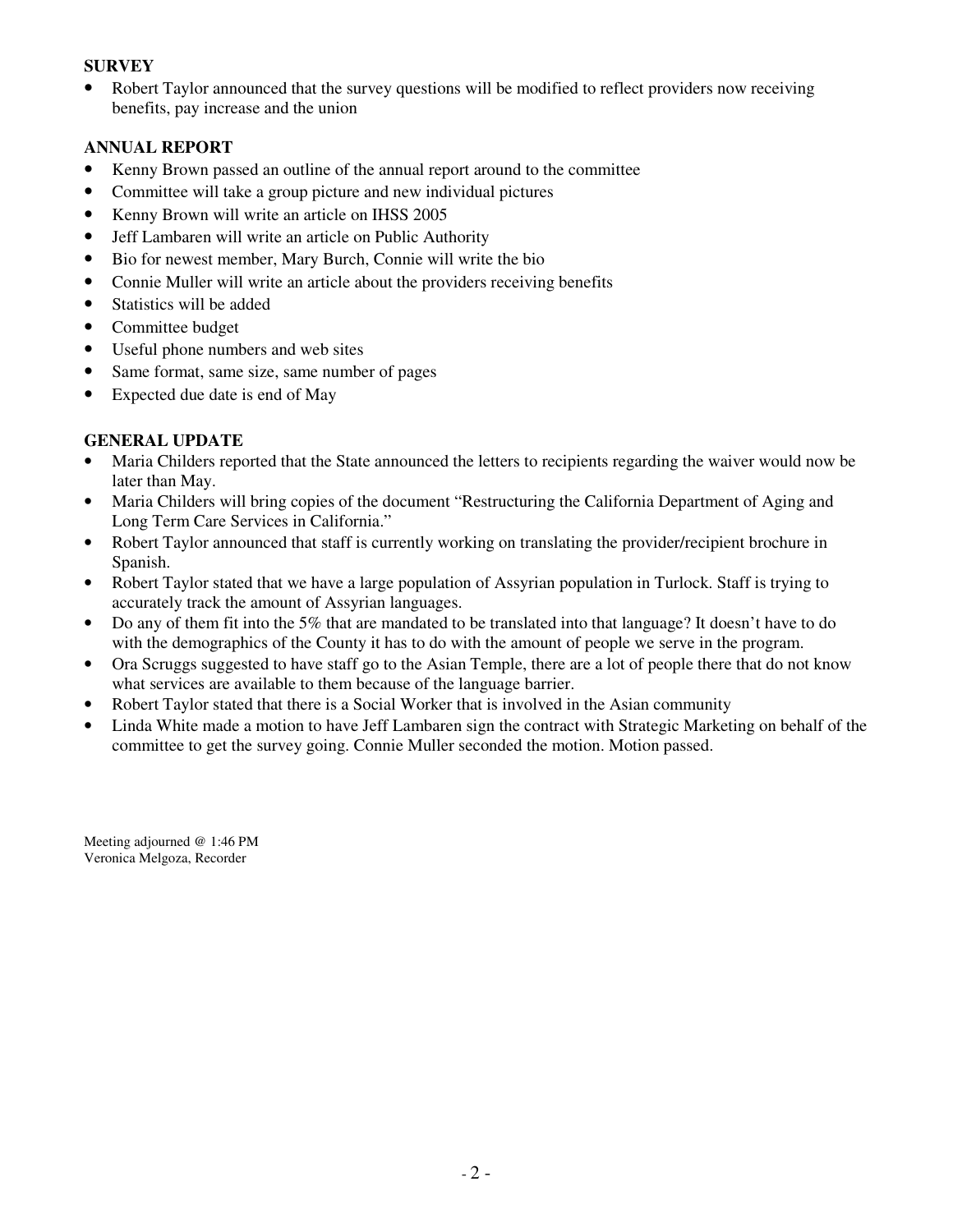**SURVEY**

- Robert Taylor announced that the survey questions will be modified to reflect providers now receiving benefits, pay increase and the union

**ANNUAL REPORT**

- Kenny Brown passed an outline of the annual report around to the committee
- Committee will take a group picture and new individual pictures
- Kenny Brown will write an article on IHSS 2005
- Jeff Lambaren will write an article on Public Authority
- Bio for newest member, Mary Burch, Connie will write the bio
- Connie Muller will write an article about the providers receiving benefits
- Statistics will be added
- Committee budget
- Useful phone numbers and web sites
- Same format, same size, same number of pages
- Expected due date is end of May

**GENERAL UPDATE**

- Maria Childers reported that the State announced the letters to recipients regarding the waiver would now be later than May.
- Maria Childers will bring copies of the document "Restructuring the California Department of Aging and Long Term Care Services in California."
- Robert Taylor announced that staff is currently working on translating the provider/recipient brochure in Spanish.
- Robert Taylor stated that we have a large population of Assyrian population in Turlock. Staff is trying to accurately track the amount of Assyrian languages.
- Do any of them fit into the 5% that are mandated to be translated into that language? It doesn't have to do with the demographics of the County it has to do with the amount of people we serve in the program.
- Ora Scruggs suggested to have staff go to the Asian Temple, there are a lot of people there that do not know what services are available to them because of the language barrier.
- Robert Taylor stated that there is a Social Worker that is involved in the Asian community
- Linda White made a motion to have Jeff Lambaren sign the contract with Strategic Marketing on behalf of the committee to get the survey going. Connie Muller seconded the motion. Motion passed.

Meeting adjourned @ 1:46 PM
Veronica Melgoza, Recorder